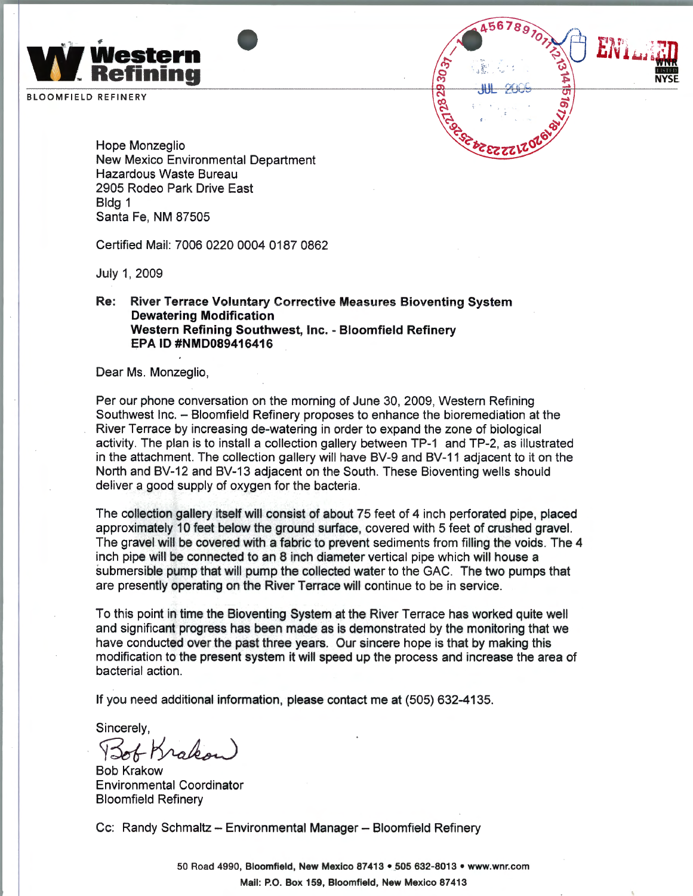**Western Refining**

BLOOMFIELD REFINERY

Hope Monzeglio
New Mexico Environmental Department
Hazardous Waste Bureau
2905 Rodeo Park Drive East
Bldg 1
Santa Fe, NM 87505

Certified Mail: 7006 0220 0004 0187 0862

July 1, 2009

**Re: River Terrace Voluntary Corrective Measures Bioventing System Dewatering Modification**
**Western Refining Southwest, Inc. - Bloomfield Refinery**
**EPA ID #NMD089416416**

Dear Ms. Monzeglio,

Per our phone conversation on the morning of June 30, 2009, Western Refining Southwest Inc. – Bloomfield Refinery proposes to enhance the bioremediation at the River Terrace by increasing de-watering in order to expand the zone of biological activity. The plan is to install a collection gallery between TP-1 and TP-2, as illustrated in the attachment. The collection gallery will have BV-9 and BV-11 adjacent to it on the North and BV-12 and BV-13 adjacent on the South. These Bioventing wells should deliver a good supply of oxygen for the bacteria.

The collection gallery itself will consist of about 75 feet of 4 inch perforated pipe, placed approximately 10 feet below the ground surface, covered with 5 feet of crushed gravel. The gravel will be covered with a fabric to prevent sediments from filling the voids. The 4 inch pipe will be connected to an 8 inch diameter vertical pipe which will house a submersible pump that will pump the collected water to the GAC. The two pumps that are presently operating on the River Terrace will continue to be in service.

To this point in time the Bioventing System at the River Terrace has worked quite well and significant progress has been made as is demonstrated by the monitoring that we have conducted over the past three years. Our sincere hope is that by making this modification to the present system it will speed up the process and increase the area of bacterial action.

If you need additional information, please contact me at (505) 632-4135.

Sincerely,

Bob Krakow
Environmental Coordinator
Bloomfield Refinery

Cc: Randy Schmaltz – Environmental Manager – Bloomfield Refinery

50 Road 4990, Bloomfield, New Mexico 87413 • 505 632-8013 • www.wnr.com
Mail: P.O. Box 159, Bloomfield, New Mexico 87413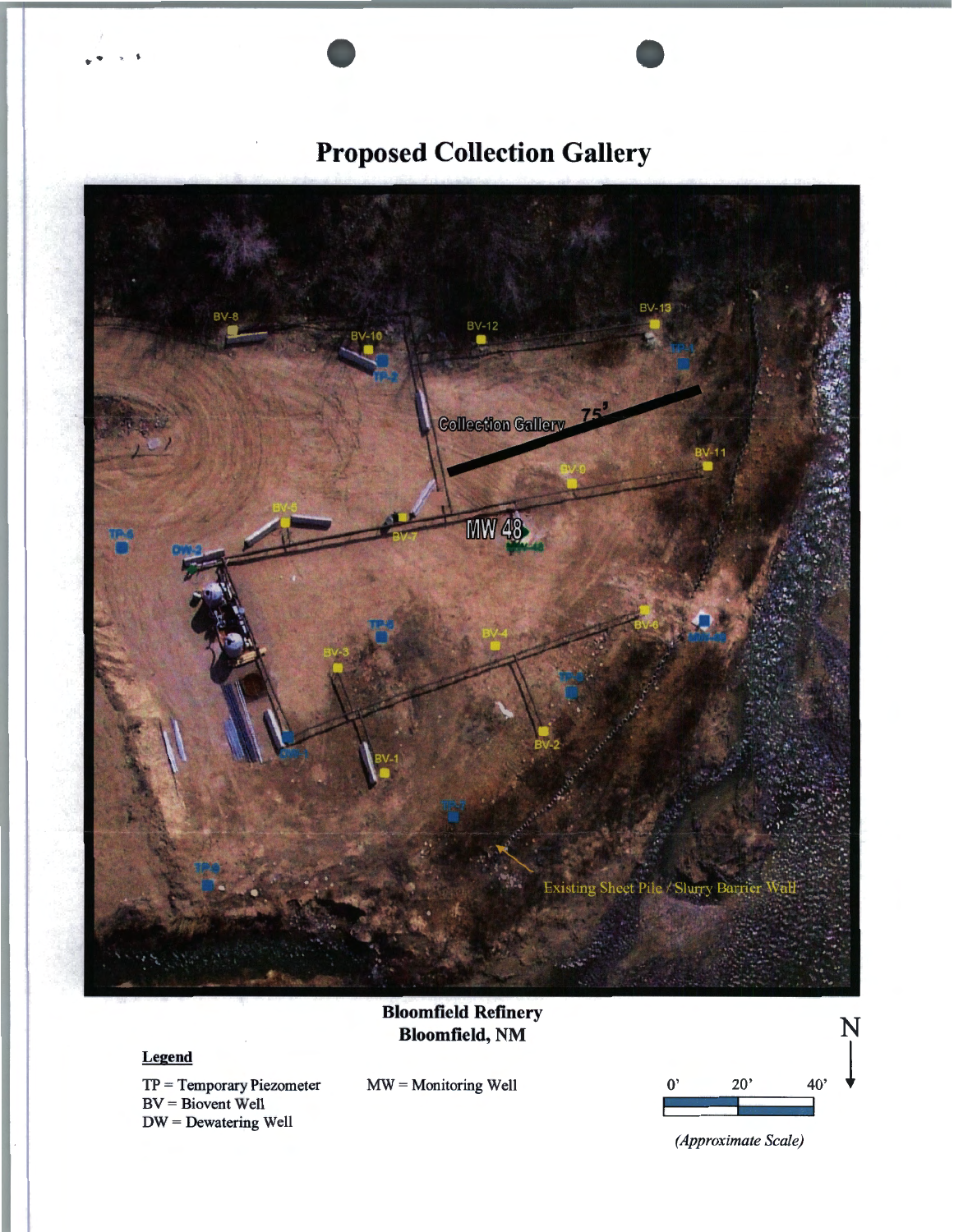# Proposed Collection Gallery

BV-8

BV-10

TP-2

BV-12

BV-13

TP-1

Collection Gallery 75'

BV-11

BV-9

BV-5

TP-6

DW-2

BV-7

MW 48

MW-48

TP-5

BV-4

BV-3

BV-6

MW-49

TP-3

BV-2

DW-1

BV-1

TP-7

TP-8

Existing Sheet Pile / Slurry Barrier Wall

**Bloomfield Refinery**
**Bloomfield, NM**

**Legend**

TP = Temporary Piezometer
BV = Biovent Well
DW = Dewatering Well

MW = Monitoring Well

0' 20' 40'

*(Approximate Scale)*

N